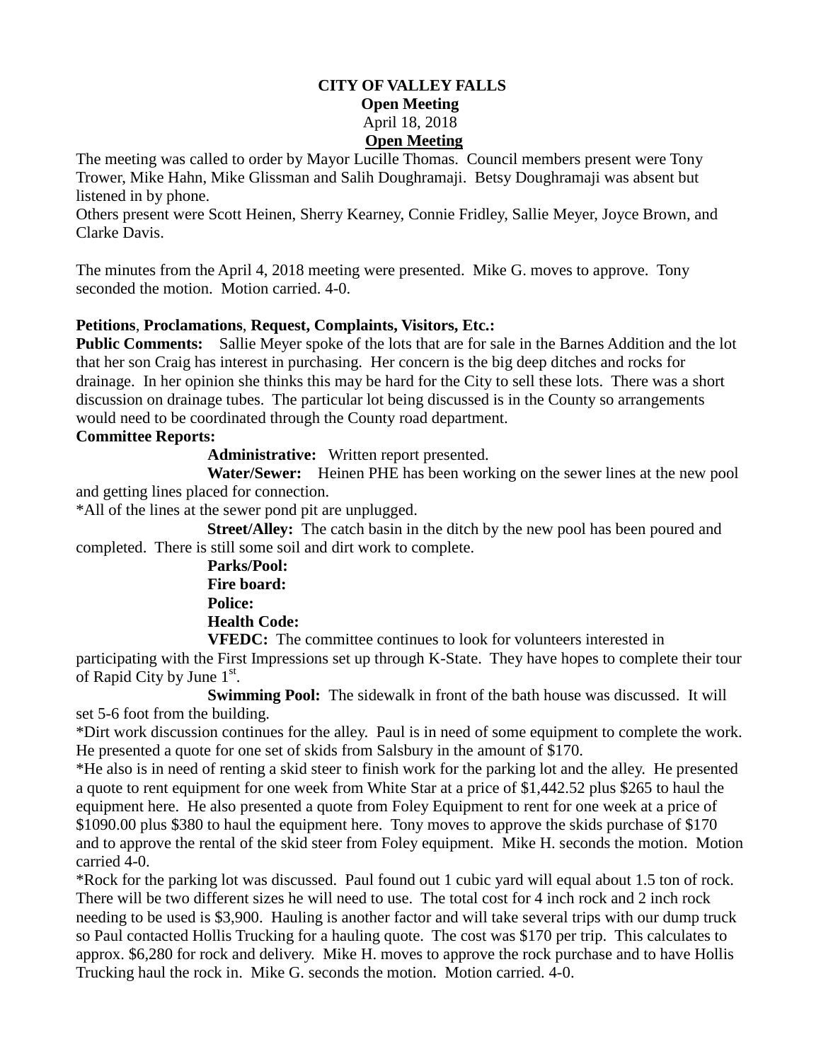**CITY OF VALLEY FALLS**
**Open Meeting**
April 18, 2018
**Open Meeting**

The meeting was called to order by Mayor Lucille Thomas. Council members present were Tony Trower, Mike Hahn, Mike Glissman and Salih Doughramaji. Betsy Doughramaji was absent but listened in by phone.
Others present were Scott Heinen, Sherry Kearney, Connie Fridley, Sallie Meyer, Joyce Brown, and Clarke Davis.

The minutes from the April 4, 2018 meeting were presented. Mike G. moves to approve. Tony seconded the motion. Motion carried. 4-0.

**Petitions**, **Proclamations**, **Request, Complaints, Visitors, Etc.:**
**Public Comments:** Sallie Meyer spoke of the lots that are for sale in the Barnes Addition and the lot that her son Craig has interest in purchasing. Her concern is the big deep ditches and rocks for drainage. In her opinion she thinks this may be hard for the City to sell these lots. There was a short discussion on drainage tubes. The particular lot being discussed is in the County so arrangements would need to be coordinated through the County road department.
**Committee Reports:**

**Administrative:** Written report presented.

**Water/Sewer:** Heinen PHE has been working on the sewer lines at the new pool and getting lines placed for connection.
*All of the lines at the sewer pond pit are unplugged.

**Street/Alley:** The catch basin in the ditch by the new pool has been poured and completed. There is still some soil and dirt work to complete.

**Parks/Pool:**
**Fire board:**
**Police:**
**Health Code:**
**VFEDC:** The committee continues to look for volunteers interested in participating with the First Impressions set up through K-State. They have hopes to complete their tour of Rapid City by June 1st.

**Swimming Pool:** The sidewalk in front of the bath house was discussed. It will set 5-6 foot from the building.
*Dirt work discussion continues for the alley. Paul is in need of some equipment to complete the work. He presented a quote for one set of skids from Salsbury in the amount of $170.
*He also is in need of renting a skid steer to finish work for the parking lot and the alley. He presented a quote to rent equipment for one week from White Star at a price of $1,442.52 plus $265 to haul the equipment here. He also presented a quote from Foley Equipment to rent for one week at a price of $1090.00 plus $380 to haul the equipment here. Tony moves to approve the skids purchase of $170 and to approve the rental of the skid steer from Foley equipment. Mike H. seconds the motion. Motion carried 4-0.
*Rock for the parking lot was discussed. Paul found out 1 cubic yard will equal about 1.5 ton of rock. There will be two different sizes he will need to use. The total cost for 4 inch rock and 2 inch rock needing to be used is $3,900. Hauling is another factor and will take several trips with our dump truck so Paul contacted Hollis Trucking for a hauling quote. The cost was $170 per trip. This calculates to approx. $6,280 for rock and delivery. Mike H. moves to approve the rock purchase and to have Hollis Trucking haul the rock in. Mike G. seconds the motion. Motion carried. 4-0.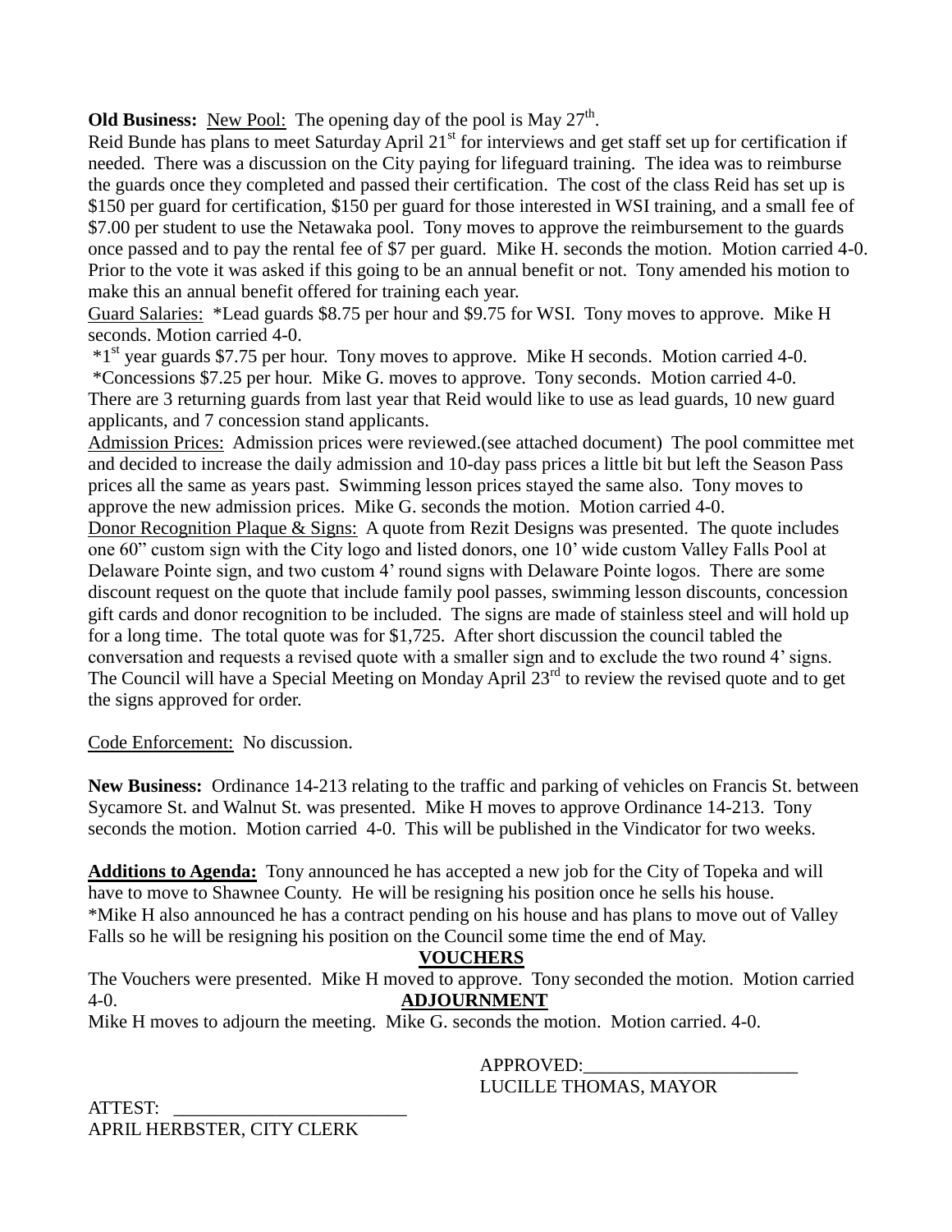**Old Business:** <u>New Pool:</u> The opening day of the pool is May 27th.

Reid Bunde has plans to meet Saturday April 21st for interviews and get staff set up for certification if needed. There was a discussion on the City paying for lifeguard training. The idea was to reimburse the guards once they completed and passed their certification. The cost of the class Reid has set up is $150 per guard for certification, $150 per guard for those interested in WSI training, and a small fee of $7.00 per student to use the Netawaka pool. Tony moves to approve the reimbursement to the guards once passed and to pay the rental fee of $7 per guard. Mike H. seconds the motion. Motion carried 4-0. Prior to the vote it was asked if this going to be an annual benefit or not. Tony amended his motion to make this an annual benefit offered for training each year.

<u>Guard Salaries:</u> *Lead guards $8.75 per hour and $9.75 for WSI. Tony moves to approve. Mike H seconds. Motion carried 4-0.

*1st year guards $7.75 per hour. Tony moves to approve. Mike H seconds. Motion carried 4-0.

*Concessions $7.25 per hour. Mike G. moves to approve. Tony seconds. Motion carried 4-0.

There are 3 returning guards from last year that Reid would like to use as lead guards, 10 new guard applicants, and 7 concession stand applicants.

<u>Admission Prices:</u> Admission prices were reviewed.(see attached document) The pool committee met and decided to increase the daily admission and 10-day pass prices a little bit but left the Season Pass prices all the same as years past. Swimming lesson prices stayed the same also. Tony moves to approve the new admission prices. Mike G. seconds the motion. Motion carried 4-0.

<u>Donor Recognition Plaque & Signs:</u> A quote from Rezit Designs was presented. The quote includes one 60" custom sign with the City logo and listed donors, one 10' wide custom Valley Falls Pool at Delaware Pointe sign, and two custom 4' round signs with Delaware Pointe logos. There are some discount request on the quote that include family pool passes, swimming lesson discounts, concession gift cards and donor recognition to be included. The signs are made of stainless steel and will hold up for a long time. The total quote was for $1,725. After short discussion the council tabled the conversation and requests a revised quote with a smaller sign and to exclude the two round 4' signs. The Council will have a Special Meeting on Monday April 23rd to review the revised quote and to get the signs approved for order.

<u>Code Enforcement:</u> No discussion.

**New Business:** Ordinance 14-213 relating to the traffic and parking of vehicles on Francis St. between Sycamore St. and Walnut St. was presented. Mike H moves to approve Ordinance 14-213. Tony seconds the motion. Motion carried 4-0. This will be published in the Vindicator for two weeks.

**<u>Additions to Agenda:</u>** Tony announced he has accepted a new job for the City of Topeka and will have to move to Shawnee County. He will be resigning his position once he sells his house.

*Mike H also announced he has a contract pending on his house and has plans to move out of Valley Falls so he will be resigning his position on the Council some time the end of May.

**<u>VOUCHERS</u>**

The Vouchers were presented. Mike H moved to approve. Tony seconded the motion. Motion carried 4-0.

**<u>ADJOURNMENT</u>**

Mike H moves to adjourn the meeting. Mike G. seconds the motion. Motion carried. 4-0.

APPROVED:_______________________
LUCILLE THOMAS, MAYOR

ATTEST: _________________________
APRIL HERBSTER, CITY CLERK